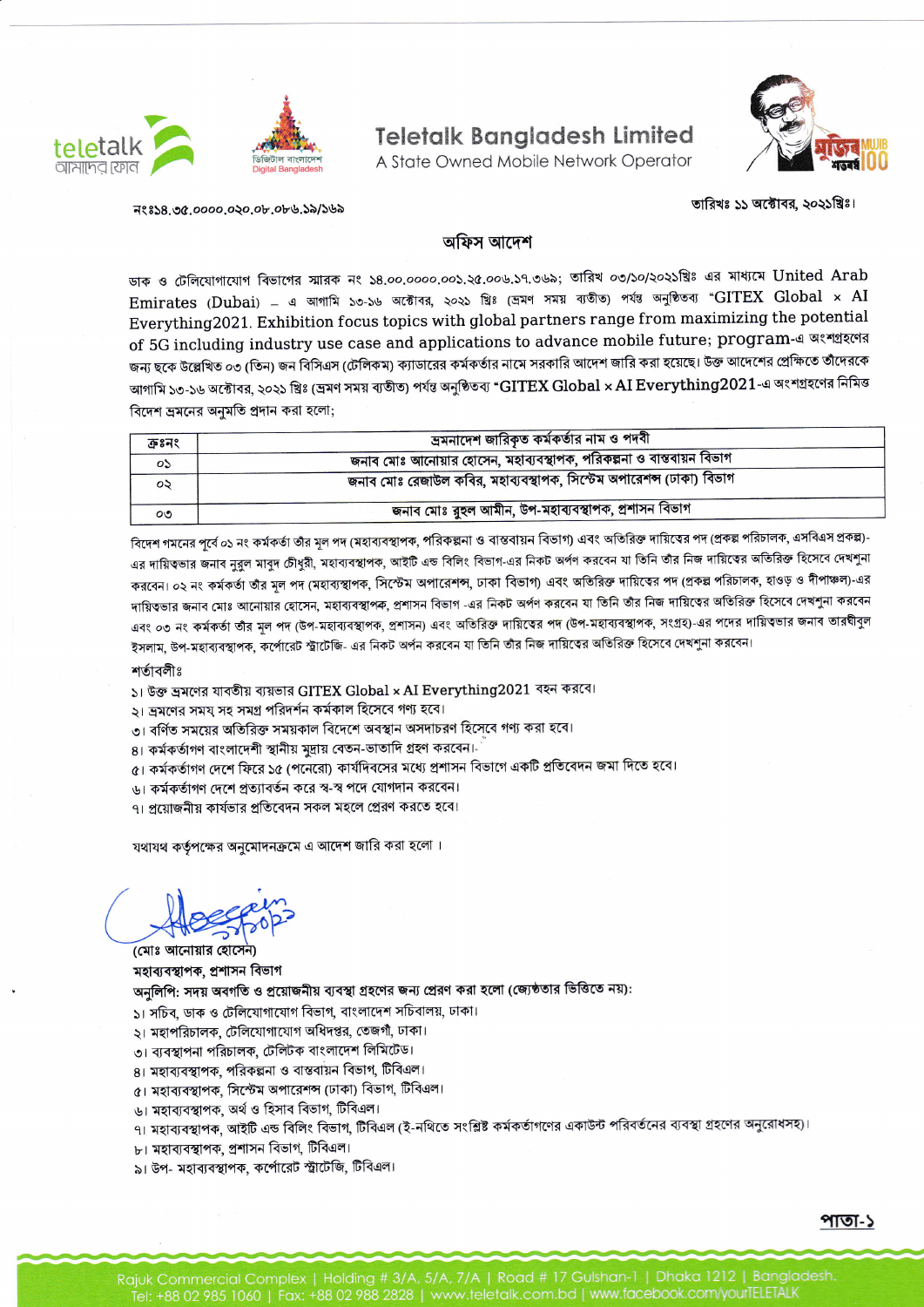Teletalk Bangladesh Limited
A State Owned Mobile Network Operator

নংঃ১৪.৩৫.০০০০.০২০.০৮.০৮৬.১৯/১৬৯

তারিখঃ ১১ অক্টোবর, ২০২১খ্রিঃ।

## অফিস আদেশ

ডাক ও টেলিযোগাযোগ বিভাগের স্মারক নং ১৪.০০.০০০০.০০১.২৫.০০৬.১৭.৩৬৯; তারিখ ০৩/১০/২০২১খ্রিঃ এর মাধ্যমে United Arab Emirates (Dubai) – এ আগামি ১৩-১৬ অক্টোবর, ২০২১ খ্রিঃ (ভ্রমণ সময় ব্যতীত) পর্যন্ত অনুষ্ঠিতব্য "GITEX Global × AI Everything2021. Exhibition focus topics with global partners range from maximizing the potential of 5G including industry use case and applications to advance mobile future; program-এ অংশগ্রহণের জন্য ছকে উল্লেখিত ০৩ (তিন) জন বিসিএস (টেলিকম) ক্যাডারের কর্মকর্তার নামে সরকারি আদেশ জারি করা হয়েছে। উক্ত আদেশের প্রেক্ষিতে তাঁদেরকে আগামি ১৩-১৬ অক্টোবর, ২০২১ খ্রিঃ (ভ্রমণ সময় ব্যতীত) পর্যন্ত অনুষ্ঠিতব্য "GITEX Global × AI Everything2021-এ অংশগ্রহণের নিমিত্ত বিদেশ ভ্রমনের অনুমতি প্রদান করা হলো;

| ক্রঃনং | ভ্রমনাদেশ জারিকৃত কর্মকর্তার নাম ও পদবী |
|---|---|
| ০১ | জনাব মোঃ আনোয়ার হোসেন, মহাব্যবস্থাপক, পরিকল্পনা ও বাস্তবায়ন বিভাগ |
| ০২ | জনাব মোঃ রেজাউল কবির, মহাব্যবস্থাপক, সিস্টেম অপারেশন্স (ঢাকা) বিভাগ |
| ০৩ | জনাব মোঃ রুহুল আমীন, উপ-মহাব্যবস্থাপক, প্রশাসন বিভাগ |

বিদেশ গমনের পূর্বে ০১ নং কর্মকর্তা তাঁর মূল পদ (মহাব্যবস্থাপক, পরিকল্পনা ও বাস্তবায়ন বিভাগ) এবং অতিরিক্ত দায়িত্বের পদ (প্রকল্প পরিচালক, এসবিএস প্রকল্প)-এর দায়িত্বভার জনাব নুরুল মাবুদ চৌধুরী, মহাব্যবস্থাপক, আইটি এন্ড বিলিং বিভাগ-এর নিকট অর্পণ করবেন যা তিনি তাঁর নিজ দায়িত্বের অতিরিক্ত হিসেবে দেখশুনা করবেন। ০২ নং কর্মকর্তা তাঁর মূল পদ (মহাব্যবস্থাপক, সিস্টেম অপারেশন্স, ঢাকা বিভাগ) এবং অতিরিক্ত দায়িত্বের পদ (প্রকল্প পরিচালক, হাওড় ও দ্বীপাঞ্চল)-এর দায়িত্বভার জনাব মোঃ আনোয়ার হোসেন, মহাব্যবস্থাপক, প্রশাসন বিভাগ -এর নিকট অর্পণ করবেন যা তিনি তাঁর নিজ দায়িত্বের অতিরিক্ত হিসেবে দেখশুনা করবেন এবং ০৩ নং কর্মকর্তা তাঁর মূল পদ (উপ-মহাব্যবস্থাপক, প্রশাসন) এবং অতিরিক্ত দায়িত্বের পদ (উপ-মহাব্যবস্থাপক, সংগ্রহ)-এর পদের দায়িত্বভার জনাব তারঘীবুল ইসলাম, উপ-মহাব্যবস্থাপক, কর্পোরেট স্ট্রাটেজি- এর নিকট অর্পন করবেন যা তিনি তাঁর নিজ দায়িত্বের অতিরিক্ত হিসেবে দেখশুনা করবেন।

শর্তাবলীঃ

১। উক্ত ভ্রমণের যাবতীয় ব্যয়ভার GITEX Global × AI Everything2021 বহন করবে।
২। ভ্রমণের সময় সহ সমগ্র পরিদর্শন কর্মকাল হিসেবে গণ্য হবে।
৩। বর্ণিত সময়ের অতিরিক্ত সময়কাল বিদেশে অবস্থান অসদাচরণ হিসেবে গণ্য করা হবে।
৪। কর্মকর্তাগণ বাংলাদেশী স্থানীয় মুদ্রায় বেতন-ভাতাদি গ্রহণ করবেন।
৫। কর্মকর্তাগণ দেশে ফিরে ১৫ (পনেরো) কার্যদিবসের মধ্যে প্রশাসন বিভাগে একটি প্রতিবেদন জমা দিতে হবে।
৬। কর্মকর্তাগণ দেশে প্রত্যাবর্তন করে স্ব-স্ব পদে যোগদান করবেন।
৭। প্রয়োজনীয় কার্যভার প্রতিবেদন সকল মহলে প্রেরণ করতে হবে।

যথাযথ কর্তৃপক্ষের অনুমোদনক্রমে এ আদেশ জারি করা হলো ।

(মোঃ আনোয়ার হোসেন)
মহাব্যবস্থাপক, প্রশাসন বিভাগ

অনুলিপি: সদয় অবগতি ও প্রয়োজনীয় ব্যবস্থা গ্রহণের জন্য প্রেরণ করা হলো (জ্যেষ্ঠতার ভিত্তিতে নয়):

১। সচিব, ডাক ও টেলিযোগাযোগ বিভাগ, বাংলাদেশ সচিবালয়, ঢাকা।
২। মহাপরিচালক, টেলিযোগাযোগ অধিদপ্তর, তেজগাঁ, ঢাকা।
৩। ব্যবস্থাপনা পরিচালক, টেলিটক বাংলাদেশ লিমিটেড।
৪। মহাব্যবস্থাপক, পরিকল্পনা ও বাস্তবায়ন বিভাগ, টিবিএল।
৫। মহাব্যবস্থাপক, সিস্টেম অপারেশন্স (ঢাকা) বিভাগ, টিবিএল।
৬। মহাব্যবস্থাপক, অর্থ ও হিসাব বিভাগ, টিবিএল।
৭। মহাব্যবস্থাপক, আইটি এন্ড বিলিং বিভাগ, টিবিএল (ই-নথিতে সংশ্লিষ্ট কর্মকর্তাগণের একাউন্ট পরিবর্তনের ব্যবস্থা গ্রহণের অনুরোধসহ)।
৮। মহাব্যবস্থাপক, প্রশাসন বিভাগ, টিবিএল।
৯। উপ- মহাব্যবস্থাপক, কর্পোরেট স্ট্রাটেজি, টিবিএল।

Rajuk Commercial Complex | Holding # 3/A, 5/A, 7/A | Road # 17 Gulshan-1 | Dhaka 1212 | Bangladesh.
Tel: +88 02 985 1060 | Fax: +88 02 988 2828 | www.teletalk.com.bd | www.facebook.com/yourTELETALK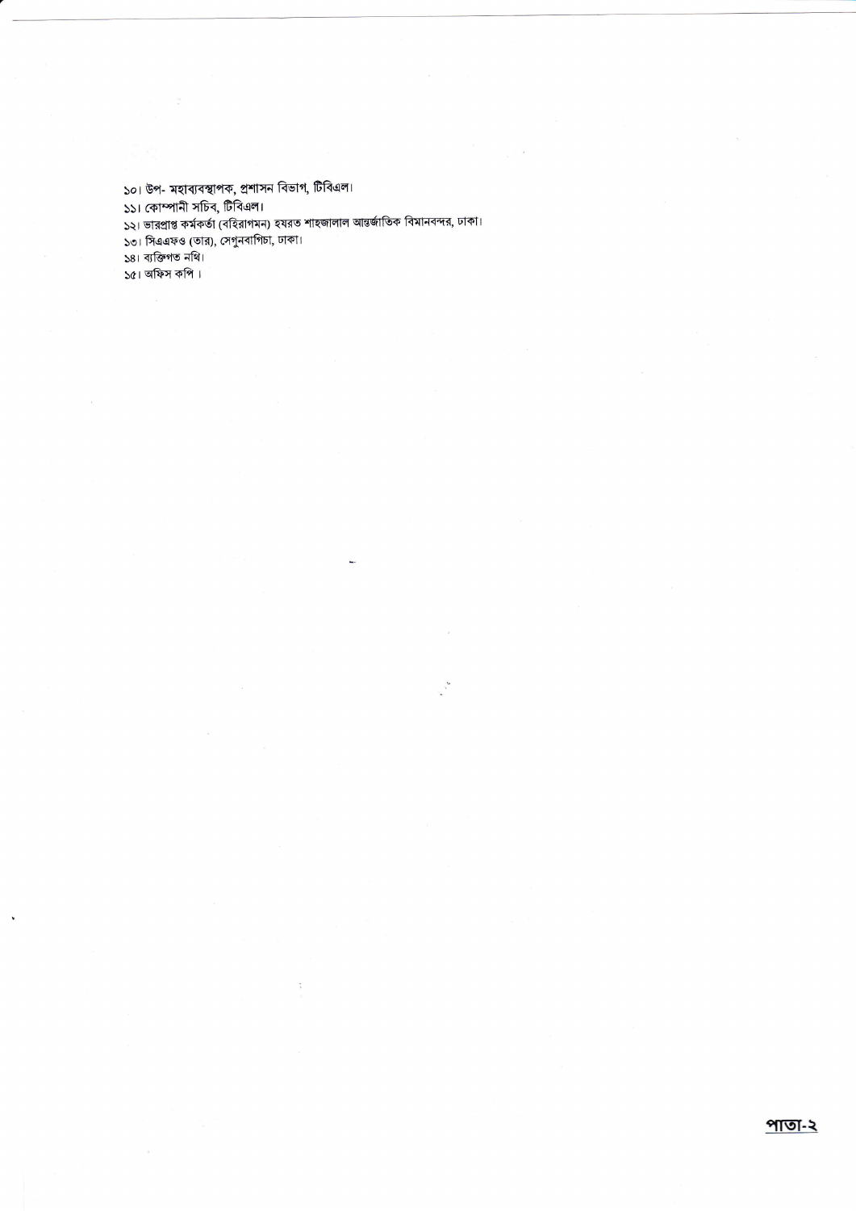১০। উপ- মহাব্যবস্থাপক, প্রশাসন বিভাগ, টিবিএল।
১১। কোম্পানী সচিব, টিবিএল।
১২। ভারপ্রাপ্ত কর্মকর্তা (বহিরাগমন) হযরত শাহজালাল আন্তর্জাতিক বিমানবন্দর, ঢাকা।
১৩। সিএএফও (তার), সেগুনবাগিচা, ঢাকা।
১৪। ব্যক্তিগত নথি।
১৫। অফিস কপি ।